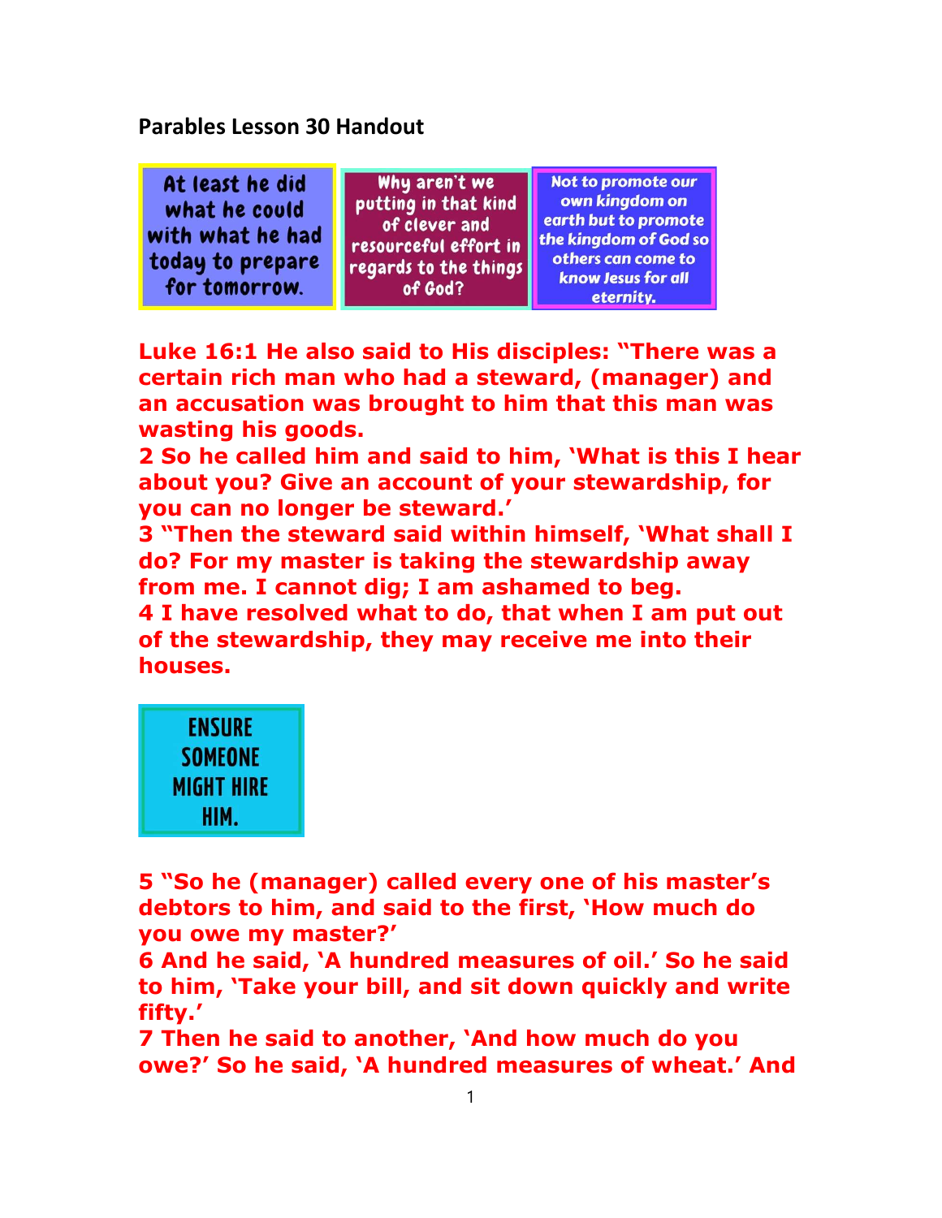## Parables Lesson 30 Handout

At least he did what he could with what he had today to prepare for tomorrow.

Why aren't we putting in that kind of clever and resourceful effort in regards to the things of God?

Not to promote our own kingdom on earth but to promote the kingdom of God so others can come to know Jesus for all eternity.

**Luke 16:1 He also said to His disciples: "There was a certain rich man who had a steward, (manager) and an accusation was brought to him that this man was wasting his goods.**
**2 So he called him and said to him, 'What is this I hear about you? Give an account of your stewardship, for you can no longer be steward.'**
**3 "Then the steward said within himself, 'What shall I do? For my master is taking the stewardship away from me. I cannot dig; I am ashamed to beg.**
**4 I have resolved what to do, that when I am put out of the stewardship, they may receive me into their houses.**

ENSURE SOMEONE MIGHT HIRE HIM.

**5 "So he (manager) called every one of his master's debtors to him, and said to the first, 'How much do you owe my master?'**
**6 And he said, 'A hundred measures of oil.' So he said to him, 'Take your bill, and sit down quickly and write fifty.'**
**7 Then he said to another, 'And how much do you owe?' So he said, 'A hundred measures of wheat.' And**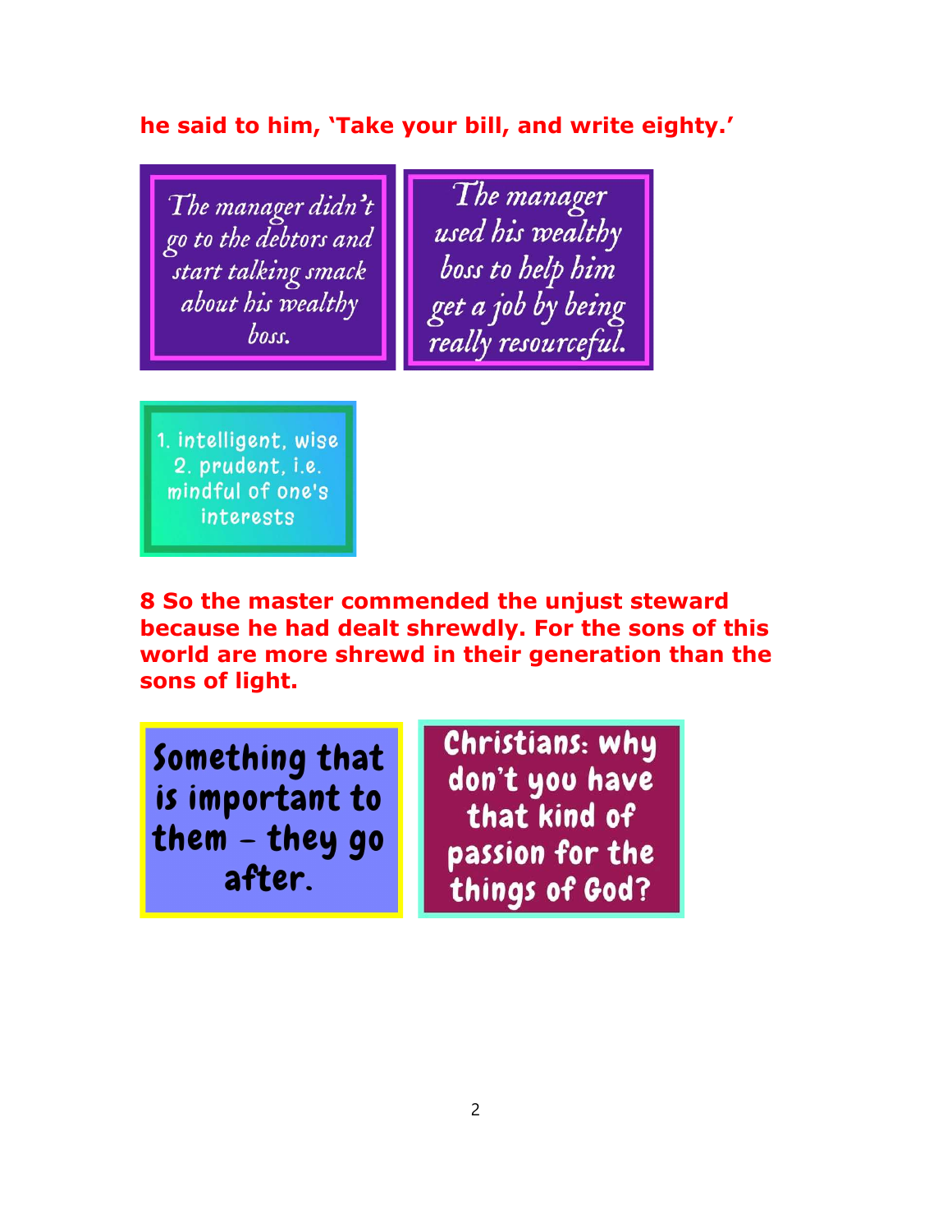**he said to him, 'Take your bill, and write eighty.'**

The manager didn't go to the debtors and start talking smack about his wealthy boss.

The manager used his wealthy boss to help him get a job by being really resourceful.

1. intelligent, wise
2. prudent, i.e. mindful of one's interests

**8 So the master commended the unjust steward because he had dealt shrewdly. For the sons of this world are more shrewd in their generation than the sons of light.**

Something that is important to them – they go after.

Christians: why don't you have that kind of passion for the things of God?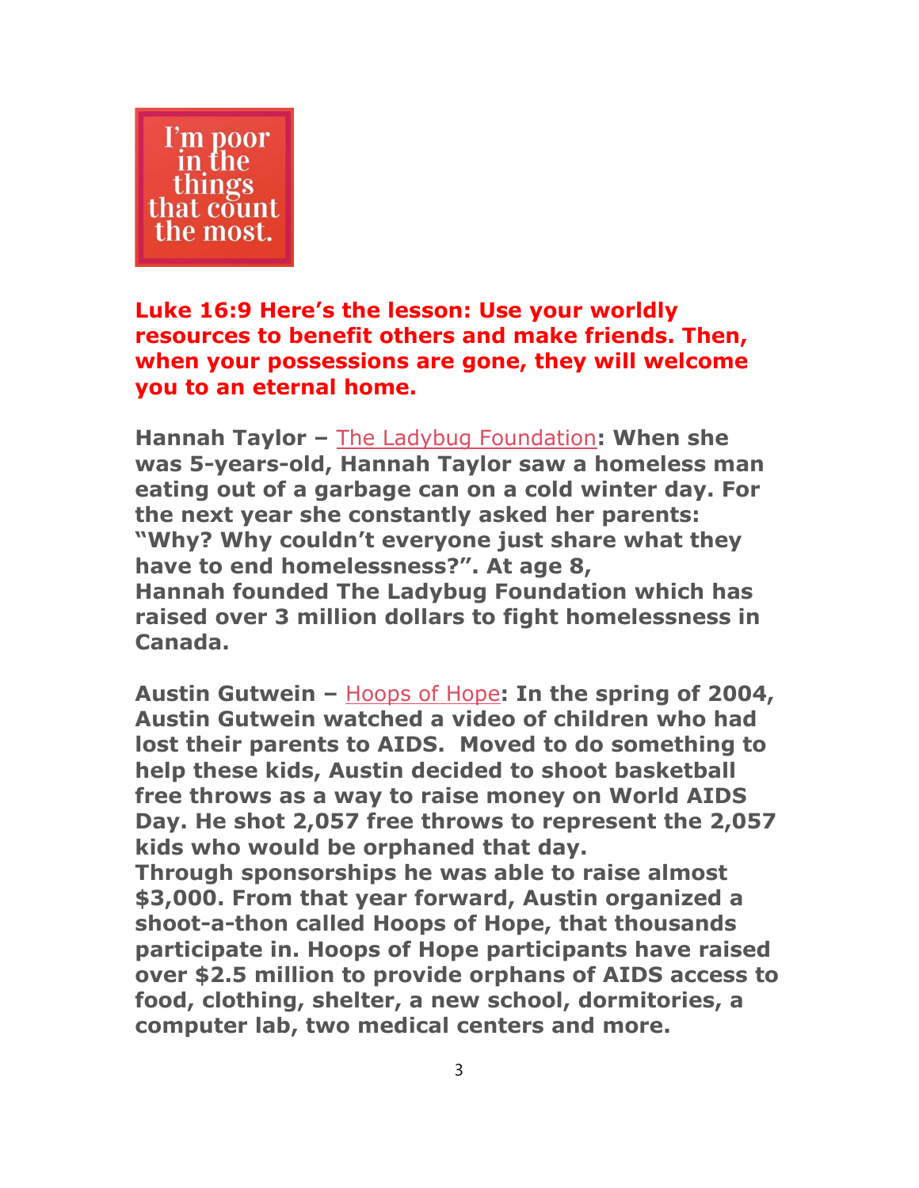I'm poor in the things that count the most.

**Luke 16:9 Here's the lesson: Use your worldly resources to benefit others and make friends. Then, when your possessions are gone, they will welcome you to an eternal home.**

**Hannah Taylor –** The Ladybug Foundation**: When she was 5-years-old, Hannah Taylor saw a homeless man eating out of a garbage can on a cold winter day. For the next year she constantly asked her parents: "Why? Why couldn't everyone just share what they have to end homelessness?". At age 8, Hannah founded The Ladybug Foundation which has raised over 3 million dollars to fight homelessness in Canada.**

**Austin Gutwein –** Hoops of Hope**: In the spring of 2004, Austin Gutwein watched a video of children who had lost their parents to AIDS. Moved to do something to help these kids, Austin decided to shoot basketball free throws as a way to raise money on World AIDS Day. He shot 2,057 free throws to represent the 2,057 kids who would be orphaned that day. Through sponsorships he was able to raise almost $3,000. From that year forward, Austin organized a shoot-a-thon called Hoops of Hope, that thousands participate in. Hoops of Hope participants have raised over $2.5 million to provide orphans of AIDS access to food, clothing, shelter, a new school, dormitories, a computer lab, two medical centers and more.**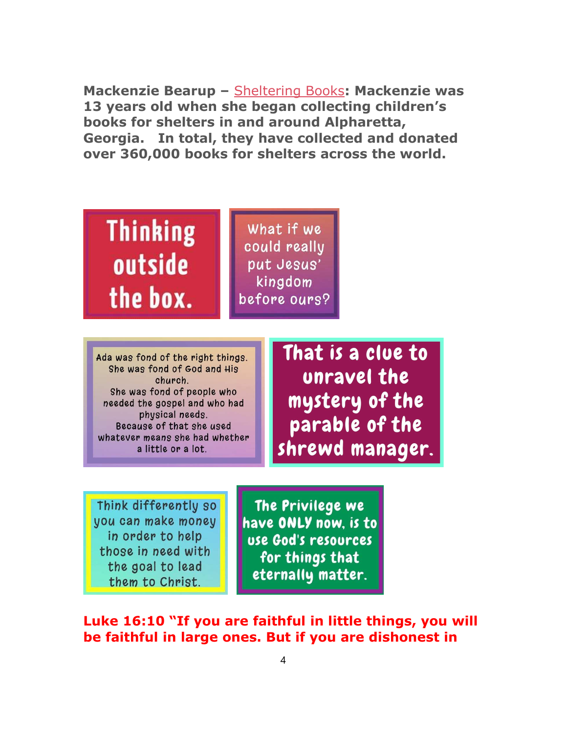**Mackenzie Bearup – Sheltering Books: Mackenzie was 13 years old when she began collecting children's books for shelters in and around Alpharetta, Georgia. In total, they have collected and donated over 360,000 books for shelters across the world.**

Thinking outside the box.

What if we could really put Jesus' kingdom before ours?

Ada was fond of the right things. She was fond of God and His church. She was fond of people who needed the gospel and who had physical needs. Because of that she used whatever means she had whether a little or a lot.

That is a clue to unravel the mystery of the parable of the shrewd manager.

Think differently so you can make money in order to help those in need with the goal to lead them to Christ.

The Privilege we have ONLY now, is to use God's resources for things that eternally matter.

**Luke 16:10 "If you are faithful in little things, you will be faithful in large ones. But if you are dishonest in**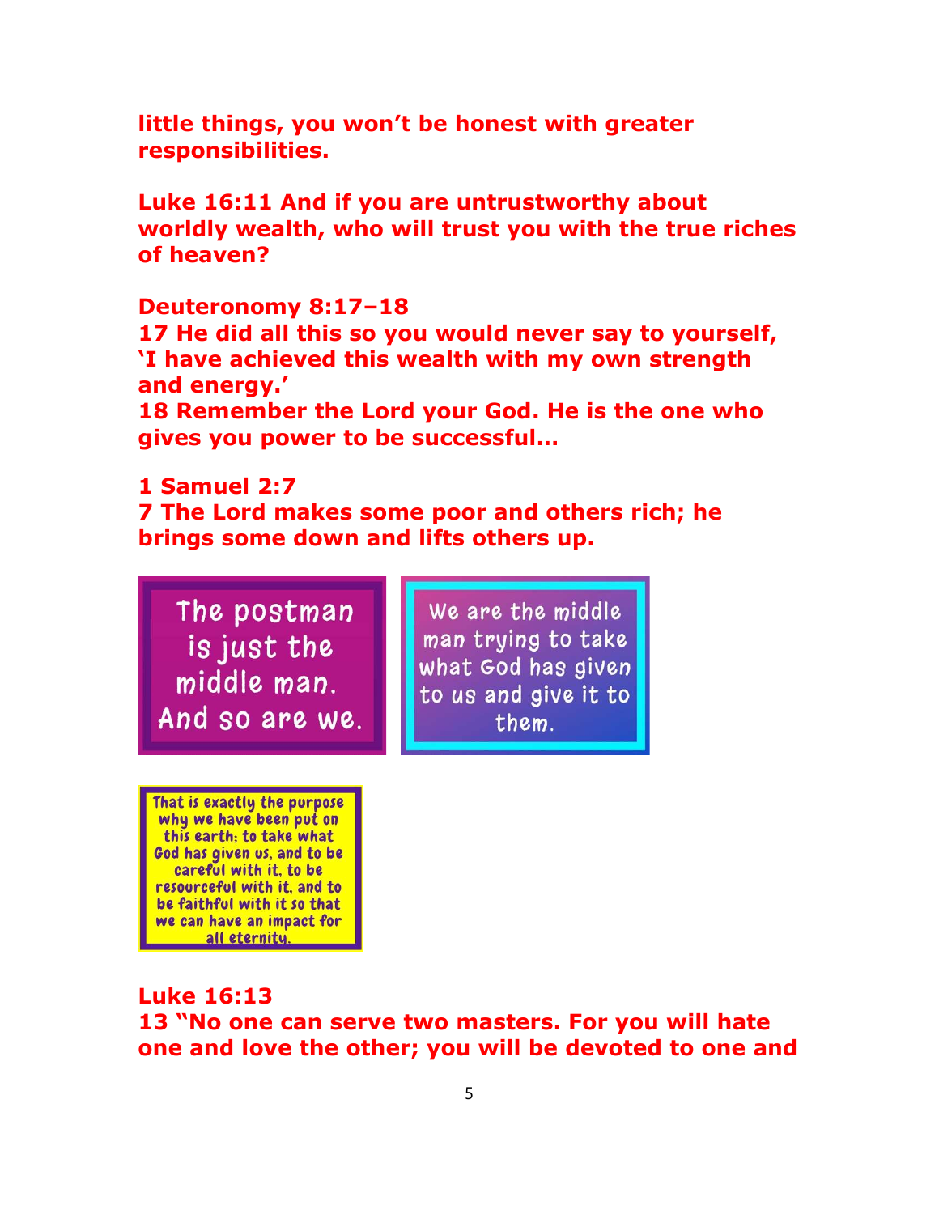**little things, you won't be honest with greater responsibilities.**

**Luke 16:11 And if you are untrustworthy about worldly wealth, who will trust you with the true riches of heaven?**

**Deuteronomy 8:17–18**
**17 He did all this so you would never say to yourself, 'I have achieved this wealth with my own strength and energy.'**
**18 Remember the Lord your God. He is the one who gives you power to be successful…**

**1 Samuel 2:7**
**7 The Lord makes some poor and others rich; he brings some down and lifts others up.**

The postman is just the middle man. And so are we.

We are the middle man trying to take what God has given to us and give it to them.

That is exactly the purpose why we have been put on this earth: to take what God has given us, and to be careful with it, to be resourceful with it, and to be faithful with it so that we can have an impact for all eternity.

**Luke 16:13**
**13 "No one can serve two masters. For you will hate one and love the other; you will be devoted to one and**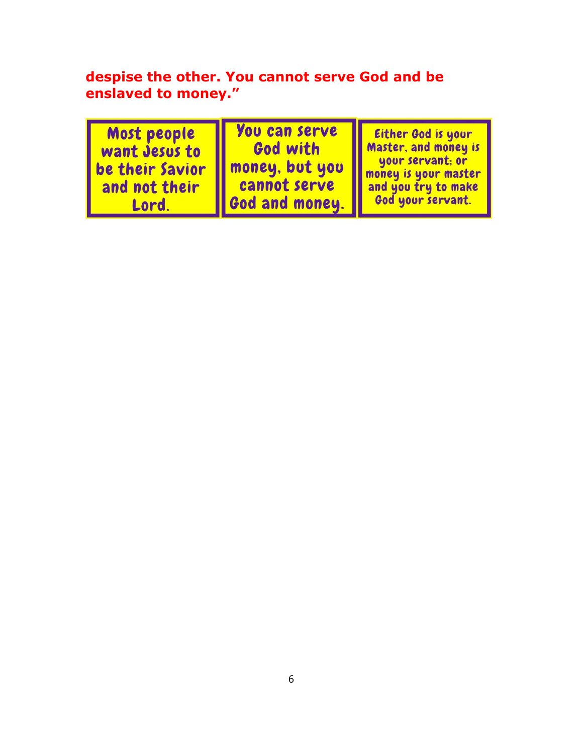**despise the other. You cannot serve God and be enslaved to money."**

Most people want Jesus to be their Savior and not their Lord.

You can serve God with money, but you cannot serve God and money.

Either God is your Master, and money is your servant; or money is your master and you try to make God your servant.